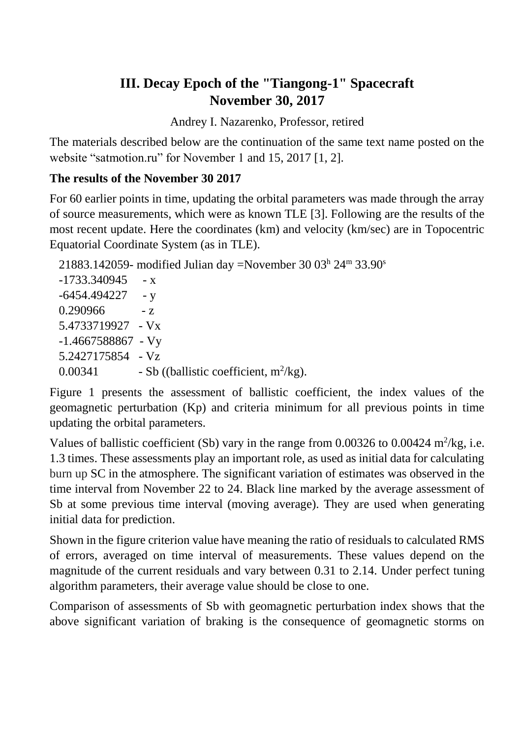# III. Decay Epoch of the "Tiangong-1" Spacecraft
# November 30, 2017

Andrey I. Nazarenko, Professor, retired

The materials described below are the continuation of the same text name posted on the website "satmotion.ru" for November 1 and 15, 2017 [1, 2].

**The results of the November 30 2017**

For 60 earlier points in time, updating the orbital parameters was made through the array of source measurements, which were as known TLE [3]. Following are the results of the most recent update. Here the coordinates (km) and velocity (km/sec) are in Topocentric Equatorial Coordinate System (as in TLE).

21883.142059- modified Julian day =November 30 $03^h$ $24^m$ $33.90^s$
-1733.340945 - x
-6454.494227 - y
0.290966 - z
5.4733719927 - Vx
-1.4667588867 - Vy
5.2427175854 - Vz
0.00341 - Sb ((ballistic coefficient, $m^2/kg$).

Figure 1 presents the assessment of ballistic coefficient, the index values of the geomagnetic perturbation (Kp) and criteria minimum for all previous points in time updating the orbital parameters.

Values of ballistic coefficient (Sb) vary in the range from 0.00326 to 0.00424 $m^2/kg$, i.e. 1.3 times. These assessments play an important role, as used as initial data for calculating burn up SC in the atmosphere. The significant variation of estimates was observed in the time interval from November 22 to 24. Black line marked by the average assessment of Sb at some previous time interval (moving average). They are used when generating initial data for prediction.

Shown in the figure criterion value have meaning the ratio of residuals to calculated RMS of errors, averaged on time interval of measurements. These values depend on the magnitude of the current residuals and vary between 0.31 to 2.14. Under perfect tuning algorithm parameters, their average value should be close to one.

Comparison of assessments of Sb with geomagnetic perturbation index shows that the above significant variation of braking is the consequence of geomagnetic storms on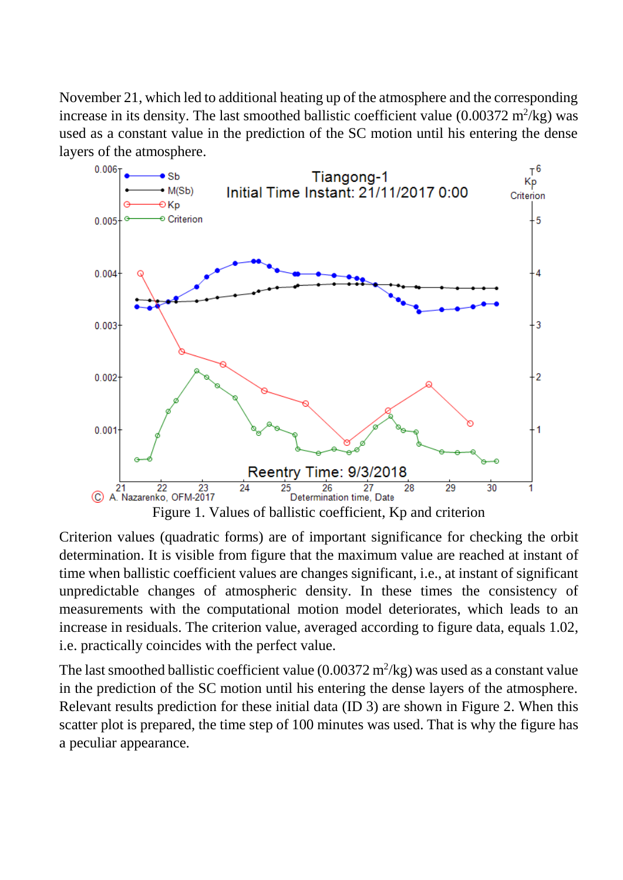November 21, which led to additional heating up of the atmosphere and the corresponding increase in its density. The last smoothed ballistic coefficient value (0.00372 $m^2$/kg) was used as a constant value in the prediction of the SC motion until his entering the dense layers of the atmosphere.

Figure 1. Values of ballistic coefficient, Kp and criterion

Criterion values (quadratic forms) are of important significance for checking the orbit determination. It is visible from figure that the maximum value are reached at instant of time when ballistic coefficient values are changes significant, i.e., at instant of significant unpredictable changes of atmospheric density. In these times the consistency of measurements with the computational motion model deteriorates, which leads to an increase in residuals. The criterion value, averaged according to figure data, equals 1.02, i.e. practically coincides with the perfect value.

The last smoothed ballistic coefficient value (0.00372 $m^2$/kg) was used as a constant value in the prediction of the SC motion until his entering the dense layers of the atmosphere. Relevant results prediction for these initial data (ID 3) are shown in Figure 2. When this scatter plot is prepared, the time step of 100 minutes was used. That is why the figure has a peculiar appearance.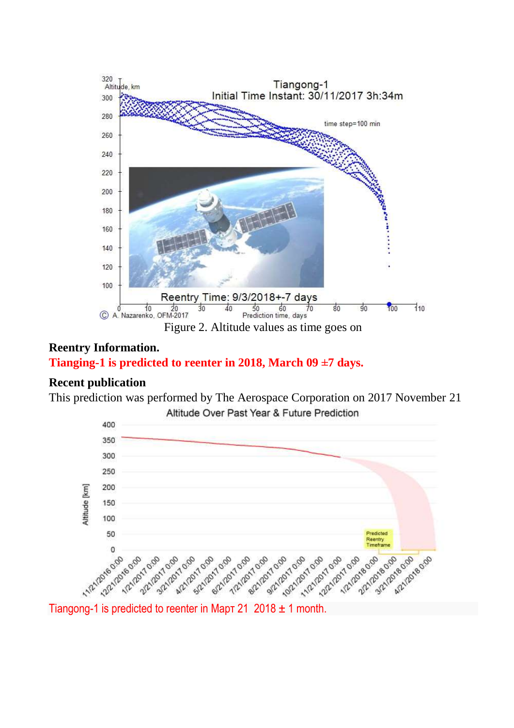Figure 2. Altitude values as time goes on

**Reentry Information.**

**Tianging-1 is predicted to reenter in 2018, March 09 ±7 days.**

**Recent publication**

This prediction was performed by The Aerospace Corporation on 2017 November 21

Tiangong-1 is predicted to reenter in Март 21 2018 ± 1 month.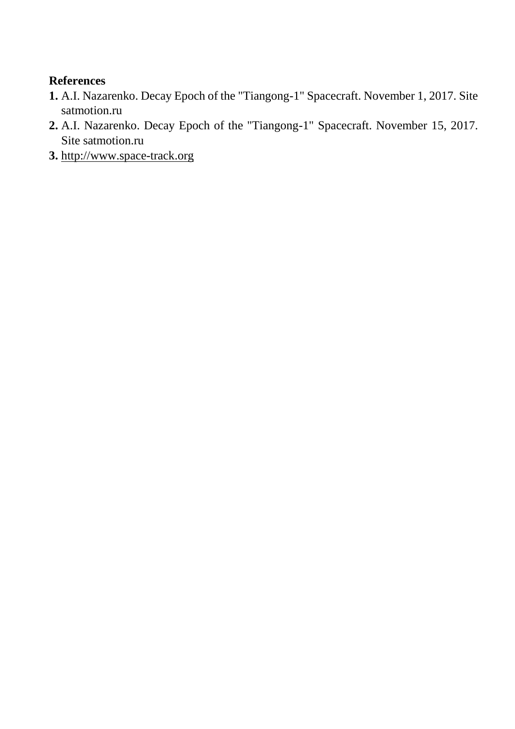**References**

1. A.I. Nazarenko. Decay Epoch of the "Tiangong-1" Spacecraft. November 1, 2017. Site satmotion.ru
2. A.I. Nazarenko. Decay Epoch of the "Tiangong-1" Spacecraft. November 15, 2017. Site satmotion.ru
3. http://www.space-track.org